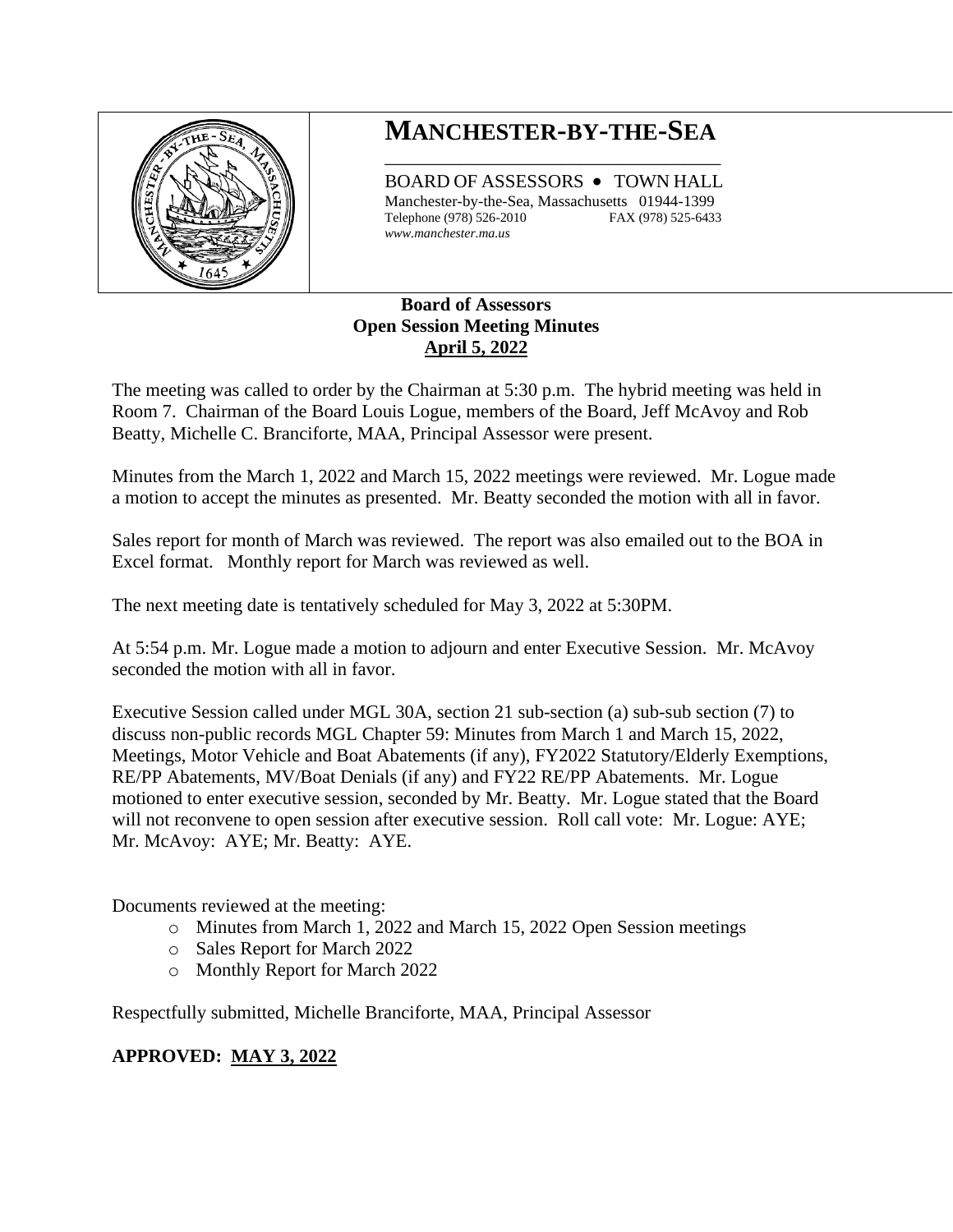# MANCHESTER-BY-THE-SEA

BOARD OF ASSESSORS • TOWN HALL
Manchester-by-the-Sea, Massachusetts 01944-1399
Telephone (978) 526-2010 FAX (978) 525-6433
*www.manchester.ma.us*

**Board of Assessors**
**Open Session Meeting Minutes**
**April 5, 2022**

The meeting was called to order by the Chairman at 5:30 p.m. The hybrid meeting was held in Room 7. Chairman of the Board Louis Logue, members of the Board, Jeff McAvoy and Rob Beatty, Michelle C. Branciforte, MAA, Principal Assessor were present.

Minutes from the March 1, 2022 and March 15, 2022 meetings were reviewed. Mr. Logue made a motion to accept the minutes as presented. Mr. Beatty seconded the motion with all in favor.

Sales report for month of March was reviewed. The report was also emailed out to the BOA in Excel format. Monthly report for March was reviewed as well.

The next meeting date is tentatively scheduled for May 3, 2022 at 5:30PM.

At 5:54 p.m. Mr. Logue made a motion to adjourn and enter Executive Session. Mr. McAvoy seconded the motion with all in favor.

Executive Session called under MGL 30A, section 21 sub-section (a) sub-sub section (7) to discuss non-public records MGL Chapter 59: Minutes from March 1 and March 15, 2022, Meetings, Motor Vehicle and Boat Abatements (if any), FY2022 Statutory/Elderly Exemptions, RE/PP Abatements, MV/Boat Denials (if any) and FY22 RE/PP Abatements. Mr. Logue motioned to enter executive session, seconded by Mr. Beatty. Mr. Logue stated that the Board will not reconvene to open session after executive session. Roll call vote: Mr. Logue: AYE; Mr. McAvoy: AYE; Mr. Beatty: AYE.

Documents reviewed at the meeting:

- Minutes from March 1, 2022 and March 15, 2022 Open Session meetings
- Sales Report for March 2022
- Monthly Report for March 2022

Respectfully submitted, Michelle Branciforte, MAA, Principal Assessor

**APPROVED: MAY 3, 2022**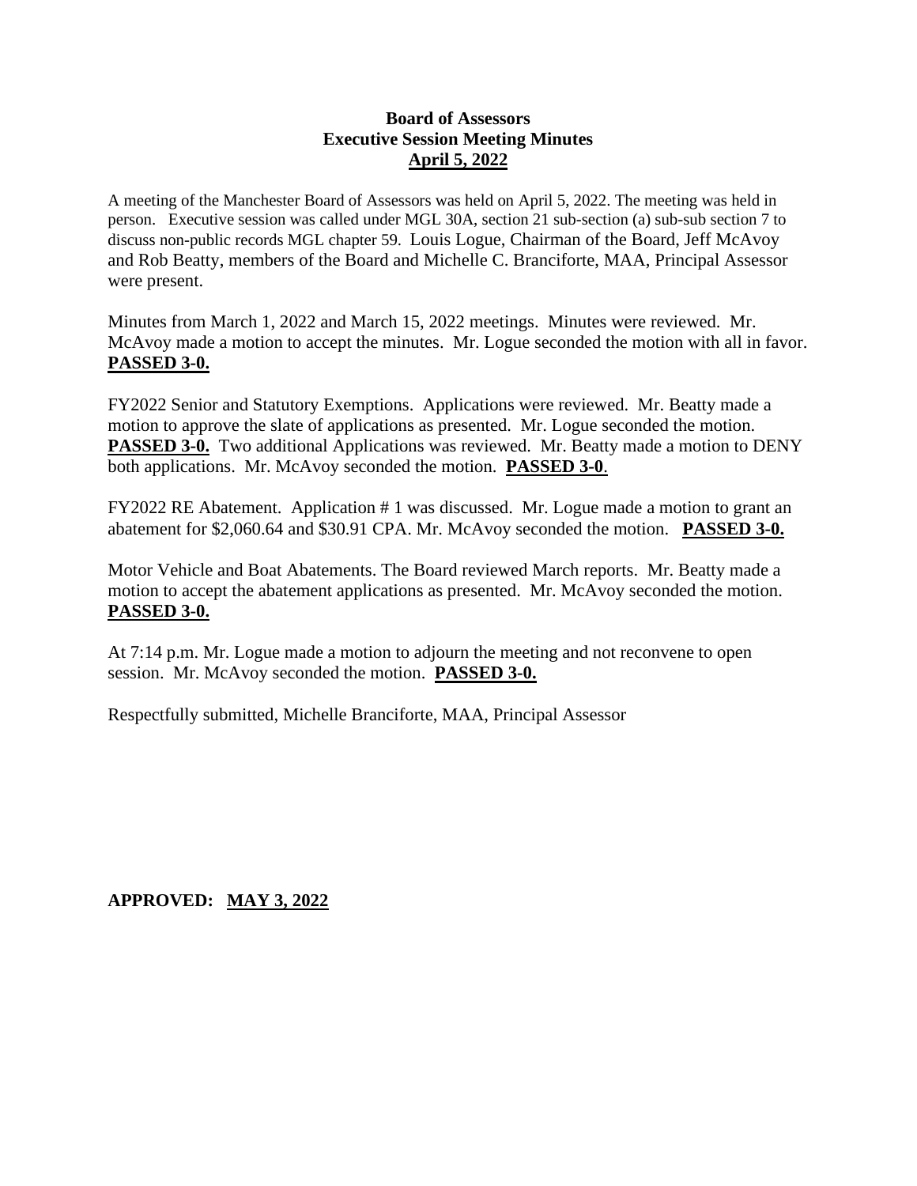**Board of Assessors**
**Executive Session Meeting Minutes**
**April 5, 2022**

A meeting of the Manchester Board of Assessors was held on April 5, 2022. The meeting was held in person. Executive session was called under MGL 30A, section 21 sub-section (a) sub-sub section 7 to discuss non-public records MGL chapter 59. Louis Logue, Chairman of the Board, Jeff McAvoy and Rob Beatty, members of the Board and Michelle C. Branciforte, MAA, Principal Assessor were present.

Minutes from March 1, 2022 and March 15, 2022 meetings. Minutes were reviewed. Mr. McAvoy made a motion to accept the minutes. Mr. Logue seconded the motion with all in favor. **PASSED 3-0.**

FY2022 Senior and Statutory Exemptions. Applications were reviewed. Mr. Beatty made a motion to approve the slate of applications as presented. Mr. Logue seconded the motion. **PASSED 3-0.** Two additional Applications was reviewed. Mr. Beatty made a motion to DENY both applications. Mr. McAvoy seconded the motion. **PASSED 3-0**.

FY2022 RE Abatement. Application # 1 was discussed. Mr. Logue made a motion to grant an abatement for $2,060.64 and $30.91 CPA. Mr. McAvoy seconded the motion. **PASSED 3-0.**

Motor Vehicle and Boat Abatements. The Board reviewed March reports. Mr. Beatty made a motion to accept the abatement applications as presented. Mr. McAvoy seconded the motion. **PASSED 3-0.**

At 7:14 p.m. Mr. Logue made a motion to adjourn the meeting and not reconvene to open session. Mr. McAvoy seconded the motion. **PASSED 3-0.**

Respectfully submitted, Michelle Branciforte, MAA, Principal Assessor

**APPROVED: MAY 3, 2022**